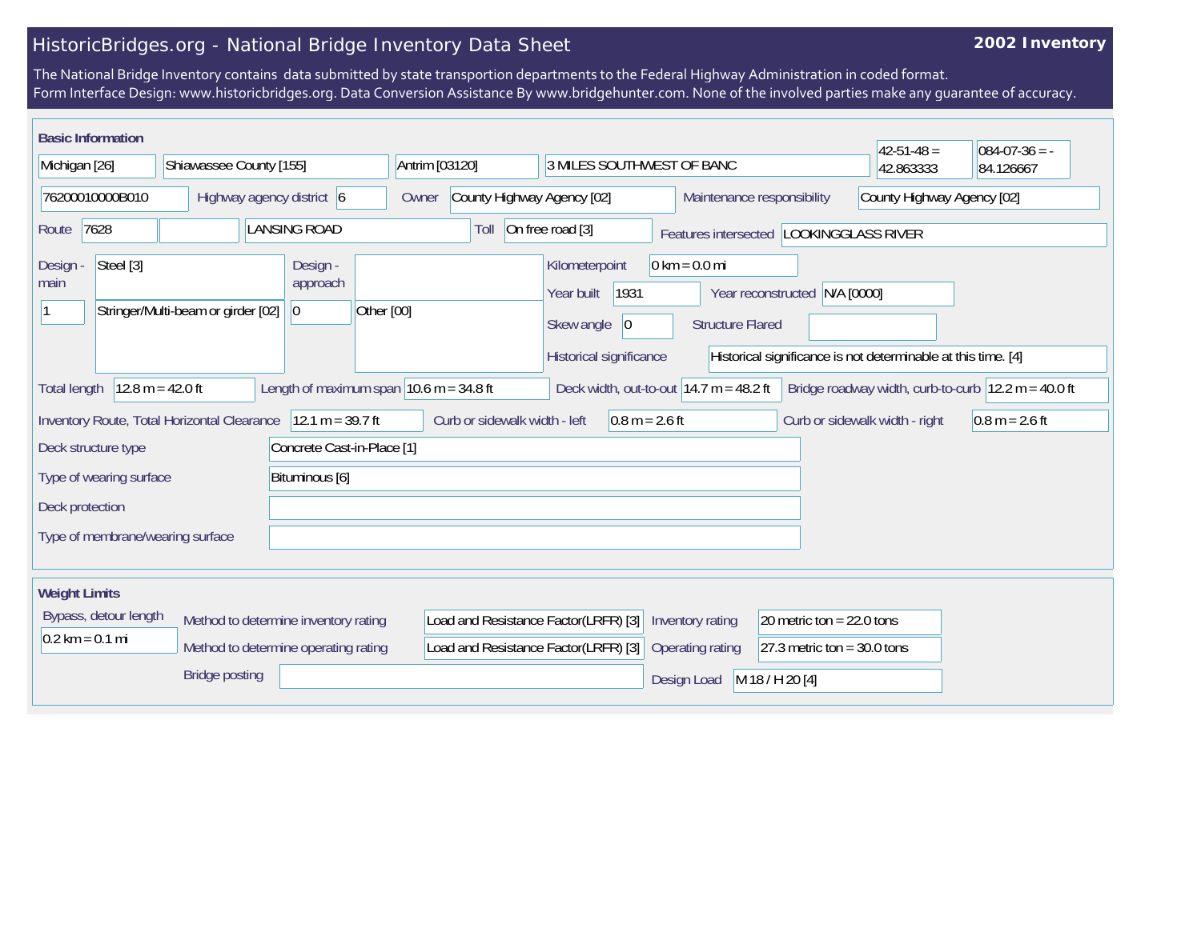# HistoricBridges.org - National Bridge Inventory Data Sheet

**2002 Inventory**

The National Bridge Inventory contains data submitted by state transportion departments to the Federal Highway Administration in coded format.
Form Interface Design: www.historicbridges.org. Data Conversion Assistance By www.bridgehunter.com. None of the involved parties make any guarantee of accuracy.

## Basic Information

| Field | Value |
|---|---|
| State | Michigan [26] |
| County | Shiawassee County [155] |
| Place | Antrim [03120] |
| Location | 3 MILES SOUTHWEST OF BANC |
| Latitude | 42-51-48 = 42.863333 |
| Longitude | 084-07-36 = -84.126667 |
| Structure number | 76200010000B010 |
| Highway agency district | 6 |
| Owner | County Highway Agency [02] |
| Maintenance responsibility | County Highway Agency [02] |
| Route | 7628 |
| Facility carried | LANSING ROAD |
| Toll | On free road [3] |
| Features intersected | LOOKINGGLASS RIVER |
| Design - main | Steel [3] |
| Design - main (spans) | 1 |
| Design - main (type) | Stringer/Multi-beam or girder [02] |
| Design - approach | |
| Design - approach (spans) | 0 |
| Design - approach (type) | Other [00] |
| Kilometerpoint | 0 km = 0.0 mi |
| Year built | 1931 |
| Year reconstructed | N/A [0000] |
| Skew angle | 0 |
| Structure Flared | |
| Historical significance | Historical significance is not determinable at this time. [4] |
| Total length | 12.8 m = 42.0 ft |
| Length of maximum span | 10.6 m = 34.8 ft |
| Deck width, out-to-out | 14.7 m = 48.2 ft |
| Bridge roadway width, curb-to-curb | 12.2 m = 40.0 ft |
| Inventory Route, Total Horizontal Clearance | 12.1 m = 39.7 ft |
| Curb or sidewalk width - left | 0.8 m = 2.6 ft |
| Curb or sidewalk width - right | 0.8 m = 2.6 ft |
| Deck structure type | Concrete Cast-in-Place [1] |
| Type of wearing surface | Bituminous [6] |
| Deck protection | |
| Type of membrane/wearing surface | |

## Weight Limits

| Field | Value |
|---|---|
| Bypass, detour length | 0.2 km = 0.1 mi |
| Method to determine inventory rating | Load and Resistance Factor(LRFR) [3] |
| Method to determine operating rating | Load and Resistance Factor(LRFR) [3] |
| Inventory rating | 20 metric ton = 22.0 tons |
| Operating rating | 27.3 metric ton = 30.0 tons |
| Bridge posting | |
| Design Load | M 18 / H 20 [4] |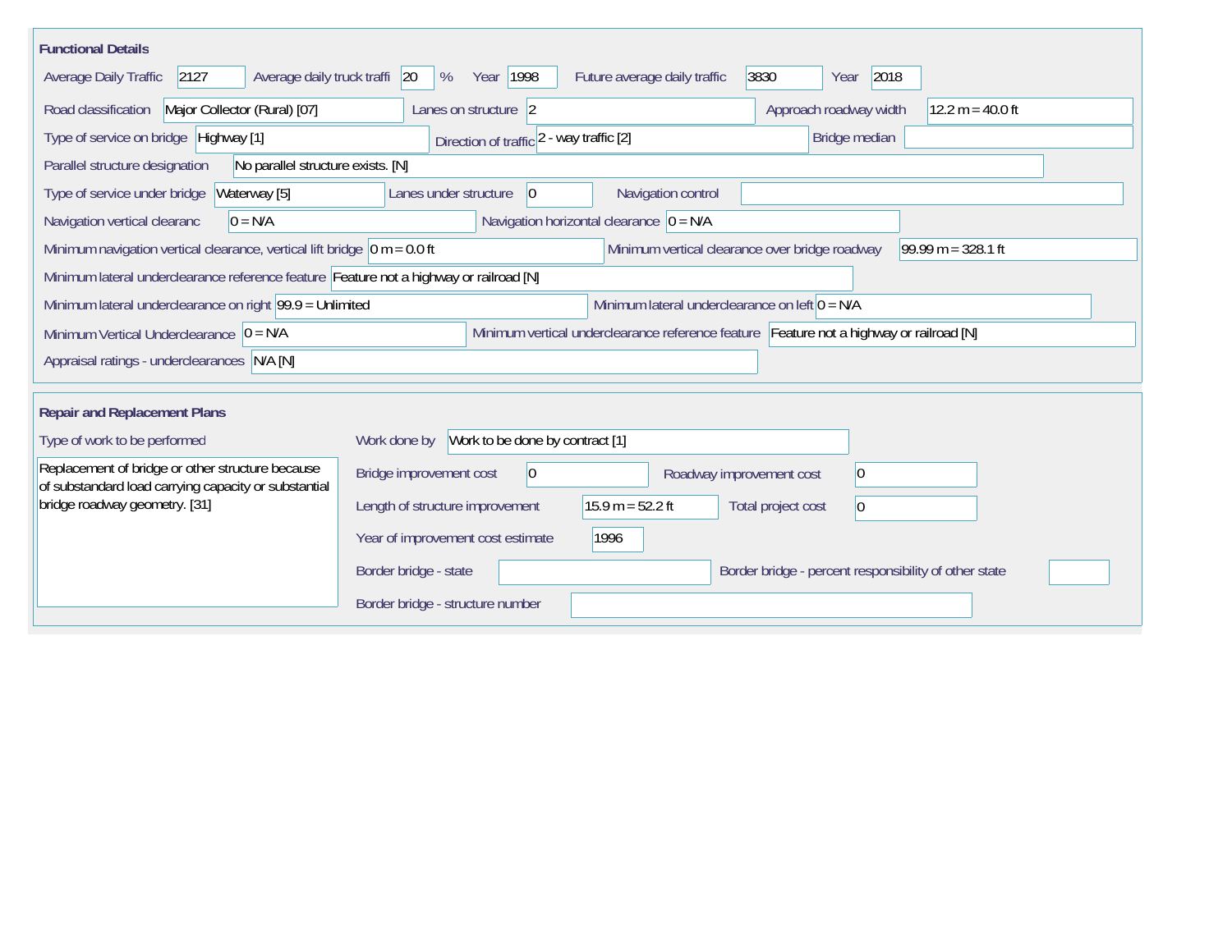## Functional Details

| Field | Value |
|---|---|
| Average Daily Traffic | 2127 |
| Average daily truck traffi | 20 % |
| Year | 1998 |
| Future average daily traffic | 3830 |
| Year | 2018 |
| Road classification | Major Collector (Rural) [07] |
| Lanes on structure | 2 |
| Approach roadway width | 12.2 m = 40.0 ft |
| Type of service on bridge | Highway [1] |
| Direction of traffic | 2 - way traffic [2] |
| Bridge median | |
| Parallel structure designation | No parallel structure exists. [N] |
| Type of service under bridge | Waterway [5] |
| Lanes under structure | 0 |
| Navigation control | |
| Navigation vertical clearanc | 0 = N/A |
| Navigation horizontal clearance | 0 = N/A |
| Minimum navigation vertical clearance, vertical lift bridge | 0 m = 0.0 ft |
| Minimum vertical clearance over bridge roadway | 99.99 m = 328.1 ft |
| Minimum lateral underclearance reference feature | Feature not a highway or railroad [N] |
| Minimum lateral underclearance on right | 99.9 = Unlimited |
| Minimum lateral underclearance on left | 0 = N/A |
| Minimum Vertical Underclearance | 0 = N/A |
| Minimum vertical underclearance reference feature | Feature not a highway or railroad [N] |
| Appraisal ratings - underclearances | N/A [N] |

## Repair and Replacement Plans

| Field | Value |
|---|---|
| Type of work to be performed | Replacement of bridge or other structure because of substandard load carrying capacity or substantial bridge roadway geometry. [31] |
| Work done by | Work to be done by contract [1] |
| Bridge improvement cost | 0 |
| Roadway improvement cost | 0 |
| Length of structure improvement | 15.9 m = 52.2 ft |
| Total project cost | 0 |
| Year of improvement cost estimate | 1996 |
| Border bridge - state | |
| Border bridge - percent responsibility of other state | |
| Border bridge - structure number | |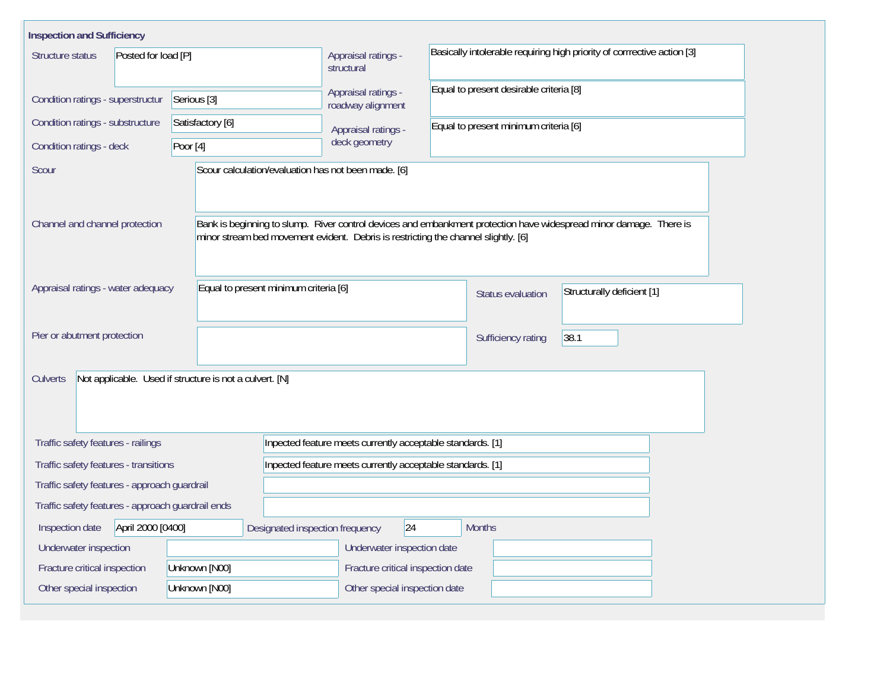## Inspection and Sufficiency

| | |
|---|---|
| Structure status | Posted for load [P] |
| Appraisal ratings - structural | Basically intolerable requiring high priority of corrrective action [3] |
| Condition ratings - superstructur | Serious [3] |
| Appraisal ratings - roadway alignment | Equal to present desirable criteria [8] |
| Condition ratings - substructure | Satisfactory [6] |
| Appraisal ratings - deck geometry | Equal to present minimum criteria [6] |
| Condition ratings - deck | Poor [4] |
| Scour | Scour calculation/evaluation has not been made. [6] |
| Channel and channel protection | Bank is beginning to slump. River control devices and embankment protection have widespread minor damage. There is minor stream bed movement evident. Debris is restricting the channel slightly. [6] |
| Appraisal ratings - water adequacy | Equal to present minimum criteria [6] |
| Status evaluation | Structurally deficient [1] |
| Pier or abutment protection | |
| Sufficiency rating | 38.1 |
| Culverts | Not applicable. Used if structure is not a culvert. [N] |
| Traffic safety features - railings | Inpected feature meets currently acceptable standards. [1] |
| Traffic safety features - transitions | Inpected feature meets currently acceptable standards. [1] |
| Traffic safety features - approach guardrail | |
| Traffic safety features - approach guardrail ends | |
| Inspection date | April 2000 [0400] |
| Designated inspection frequency | 24 Months |
| Underwater inspection | |
| Underwater inspection date | |
| Fracture critical inspection | Unknown [N00] |
| Fracture critical inspection date | |
| Other special inspection | Unknown [N00] |
| Other special inspection date | |